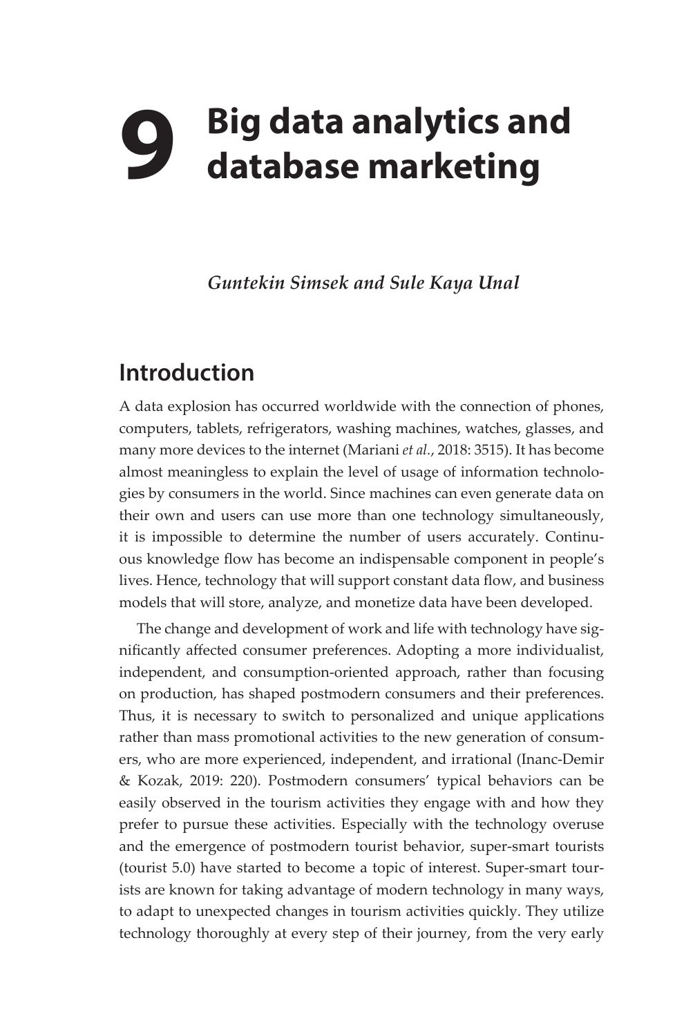# 9 Big data analytics and database marketing

*Guntekin Simsek and Sule Kaya Unal*

## Introduction

A data explosion has occurred worldwide with the connection of phones, computers, tablets, refrigerators, washing machines, watches, glasses, and many more devices to the internet (Mariani *et al.*, 2018: 3515). It has become almost meaningless to explain the level of usage of information technologies by consumers in the world. Since machines can even generate data on their own and users can use more than one technology simultaneously, it is impossible to determine the number of users accurately. Continuous knowledge flow has become an indispensable component in people's lives. Hence, technology that will support constant data flow, and business models that will store, analyze, and monetize data have been developed.

The change and development of work and life with technology have significantly affected consumer preferences. Adopting a more individualist, independent, and consumption-oriented approach, rather than focusing on production, has shaped postmodern consumers and their preferences. Thus, it is necessary to switch to personalized and unique applications rather than mass promotional activities to the new generation of consumers, who are more experienced, independent, and irrational (Inanc-Demir & Kozak, 2019: 220). Postmodern consumers' typical behaviors can be easily observed in the tourism activities they engage with and how they prefer to pursue these activities. Especially with the technology overuse and the emergence of postmodern tourist behavior, super-smart tourists (tourist 5.0) have started to become a topic of interest. Super-smart tourists are known for taking advantage of modern technology in many ways, to adapt to unexpected changes in tourism activities quickly. They utilize technology thoroughly at every step of their journey, from the very early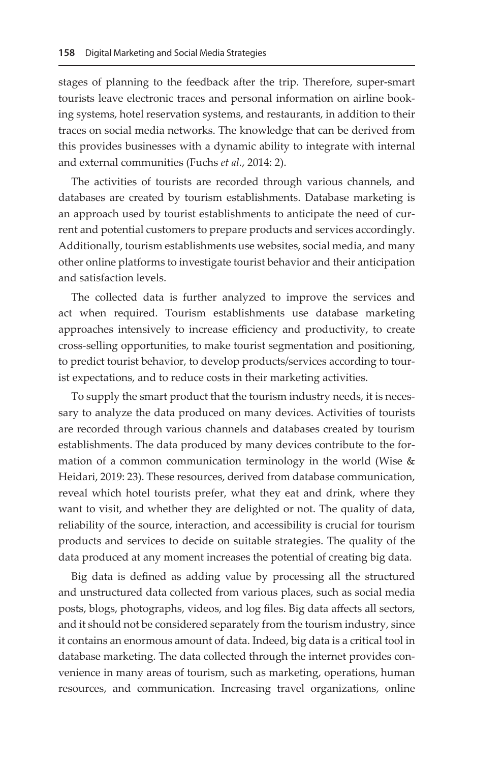stages of planning to the feedback after the trip. Therefore, super-smart tourists leave electronic traces and personal information on airline booking systems, hotel reservation systems, and restaurants, in addition to their traces on social media networks. The knowledge that can be derived from this provides businesses with a dynamic ability to integrate with internal and external communities (Fuchs *et al.*, 2014: 2).

The activities of tourists are recorded through various channels, and databases are created by tourism establishments. Database marketing is an approach used by tourist establishments to anticipate the need of current and potential customers to prepare products and services accordingly. Additionally, tourism establishments use websites, social media, and many other online platforms to investigate tourist behavior and their anticipation and satisfaction levels.

The collected data is further analyzed to improve the services and act when required. Tourism establishments use database marketing approaches intensively to increase efficiency and productivity, to create cross-selling opportunities, to make tourist segmentation and positioning, to predict tourist behavior, to develop products/services according to tourist expectations, and to reduce costs in their marketing activities.

To supply the smart product that the tourism industry needs, it is necessary to analyze the data produced on many devices. Activities of tourists are recorded through various channels and databases created by tourism establishments. The data produced by many devices contribute to the formation of a common communication terminology in the world (Wise & Heidari, 2019: 23). These resources, derived from database communication, reveal which hotel tourists prefer, what they eat and drink, where they want to visit, and whether they are delighted or not. The quality of data, reliability of the source, interaction, and accessibility is crucial for tourism products and services to decide on suitable strategies. The quality of the data produced at any moment increases the potential of creating big data.

Big data is defined as adding value by processing all the structured and unstructured data collected from various places, such as social media posts, blogs, photographs, videos, and log files. Big data affects all sectors, and it should not be considered separately from the tourism industry, since it contains an enormous amount of data. Indeed, big data is a critical tool in database marketing. The data collected through the internet provides convenience in many areas of tourism, such as marketing, operations, human resources, and communication. Increasing travel organizations, online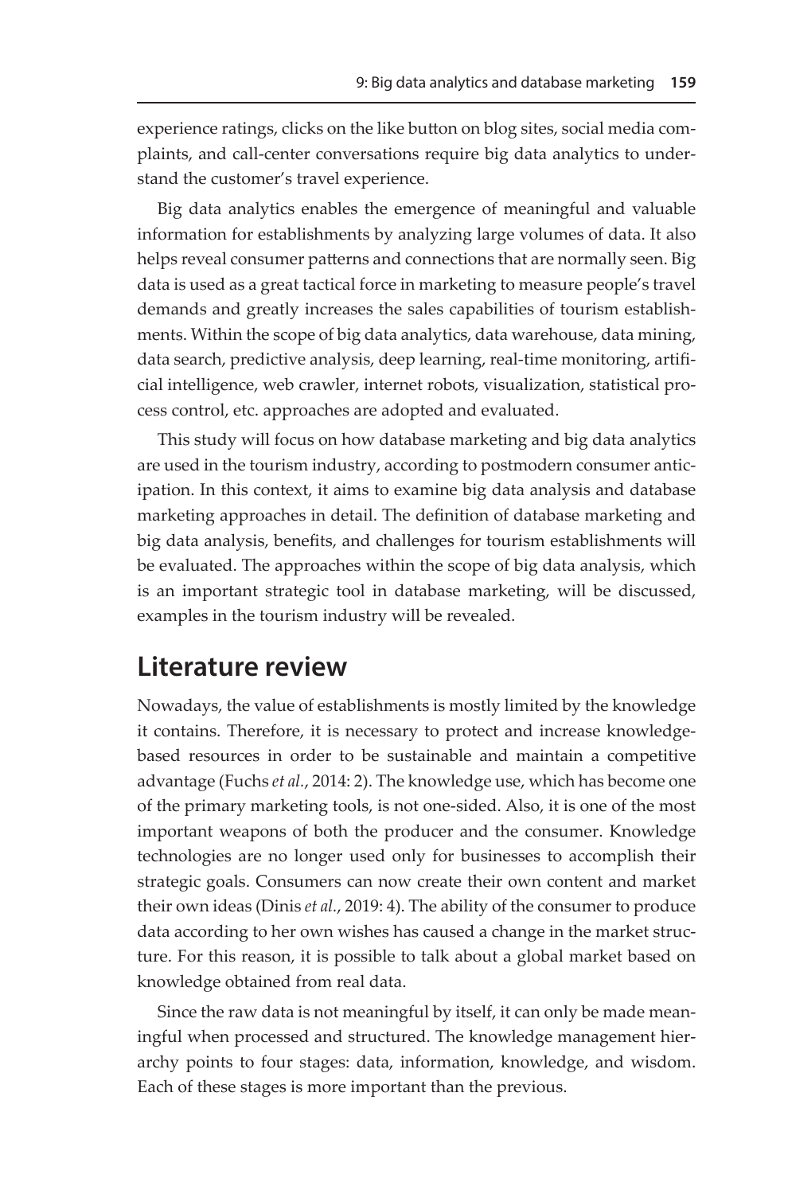experience ratings, clicks on the like button on blog sites, social media complaints, and call-center conversations require big data analytics to understand the customer's travel experience.

Big data analytics enables the emergence of meaningful and valuable information for establishments by analyzing large volumes of data. It also helps reveal consumer patterns and connections that are normally seen. Big data is used as a great tactical force in marketing to measure people's travel demands and greatly increases the sales capabilities of tourism establishments. Within the scope of big data analytics, data warehouse, data mining, data search, predictive analysis, deep learning, real-time monitoring, artificial intelligence, web crawler, internet robots, visualization, statistical process control, etc. approaches are adopted and evaluated.

This study will focus on how database marketing and big data analytics are used in the tourism industry, according to postmodern consumer anticipation. In this context, it aims to examine big data analysis and database marketing approaches in detail. The definition of database marketing and big data analysis, benefits, and challenges for tourism establishments will be evaluated. The approaches within the scope of big data analysis, which is an important strategic tool in database marketing, will be discussed, examples in the tourism industry will be revealed.

## Literature review

Nowadays, the value of establishments is mostly limited by the knowledge it contains. Therefore, it is necessary to protect and increase knowledge-based resources in order to be sustainable and maintain a competitive advantage (Fuchs *et al.*, 2014: 2). The knowledge use, which has become one of the primary marketing tools, is not one-sided. Also, it is one of the most important weapons of both the producer and the consumer. Knowledge technologies are no longer used only for businesses to accomplish their strategic goals. Consumers can now create their own content and market their own ideas (Dinis *et al.*, 2019: 4). The ability of the consumer to produce data according to her own wishes has caused a change in the market structure. For this reason, it is possible to talk about a global market based on knowledge obtained from real data.

Since the raw data is not meaningful by itself, it can only be made meaningful when processed and structured. The knowledge management hierarchy points to four stages: data, information, knowledge, and wisdom. Each of these stages is more important than the previous.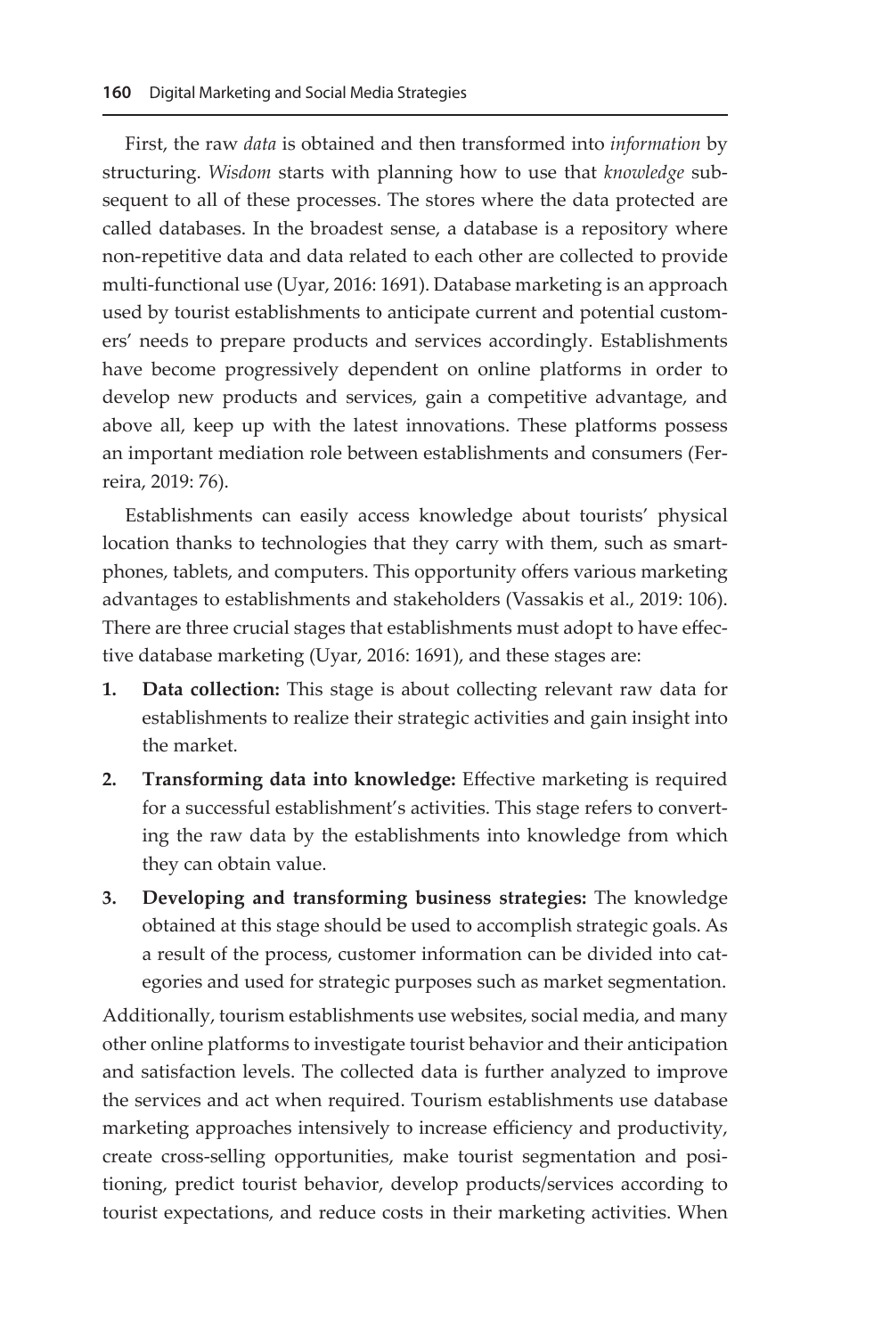First, the raw *data* is obtained and then transformed into *information* by structuring. *Wisdom* starts with planning how to use that *knowledge* subsequent to all of these processes. The stores where the data protected are called databases. In the broadest sense, a database is a repository where non-repetitive data and data related to each other are collected to provide multi-functional use (Uyar, 2016: 1691). Database marketing is an approach used by tourist establishments to anticipate current and potential customers' needs to prepare products and services accordingly. Establishments have become progressively dependent on online platforms in order to develop new products and services, gain a competitive advantage, and above all, keep up with the latest innovations. These platforms possess an important mediation role between establishments and consumers (Ferreira, 2019: 76).

Establishments can easily access knowledge about tourists' physical location thanks to technologies that they carry with them, such as smartphones, tablets, and computers. This opportunity offers various marketing advantages to establishments and stakeholders (Vassakis et al., 2019: 106). There are three crucial stages that establishments must adopt to have effective database marketing (Uyar, 2016: 1691), and these stages are:

1. **Data collection:** This stage is about collecting relevant raw data for establishments to realize their strategic activities and gain insight into the market.
2. **Transforming data into knowledge:** Effective marketing is required for a successful establishment's activities. This stage refers to converting the raw data by the establishments into knowledge from which they can obtain value.
3. **Developing and transforming business strategies:** The knowledge obtained at this stage should be used to accomplish strategic goals. As a result of the process, customer information can be divided into categories and used for strategic purposes such as market segmentation.

Additionally, tourism establishments use websites, social media, and many other online platforms to investigate tourist behavior and their anticipation and satisfaction levels. The collected data is further analyzed to improve the services and act when required. Tourism establishments use database marketing approaches intensively to increase efficiency and productivity, create cross-selling opportunities, make tourist segmentation and positioning, predict tourist behavior, develop products/services according to tourist expectations, and reduce costs in their marketing activities. When